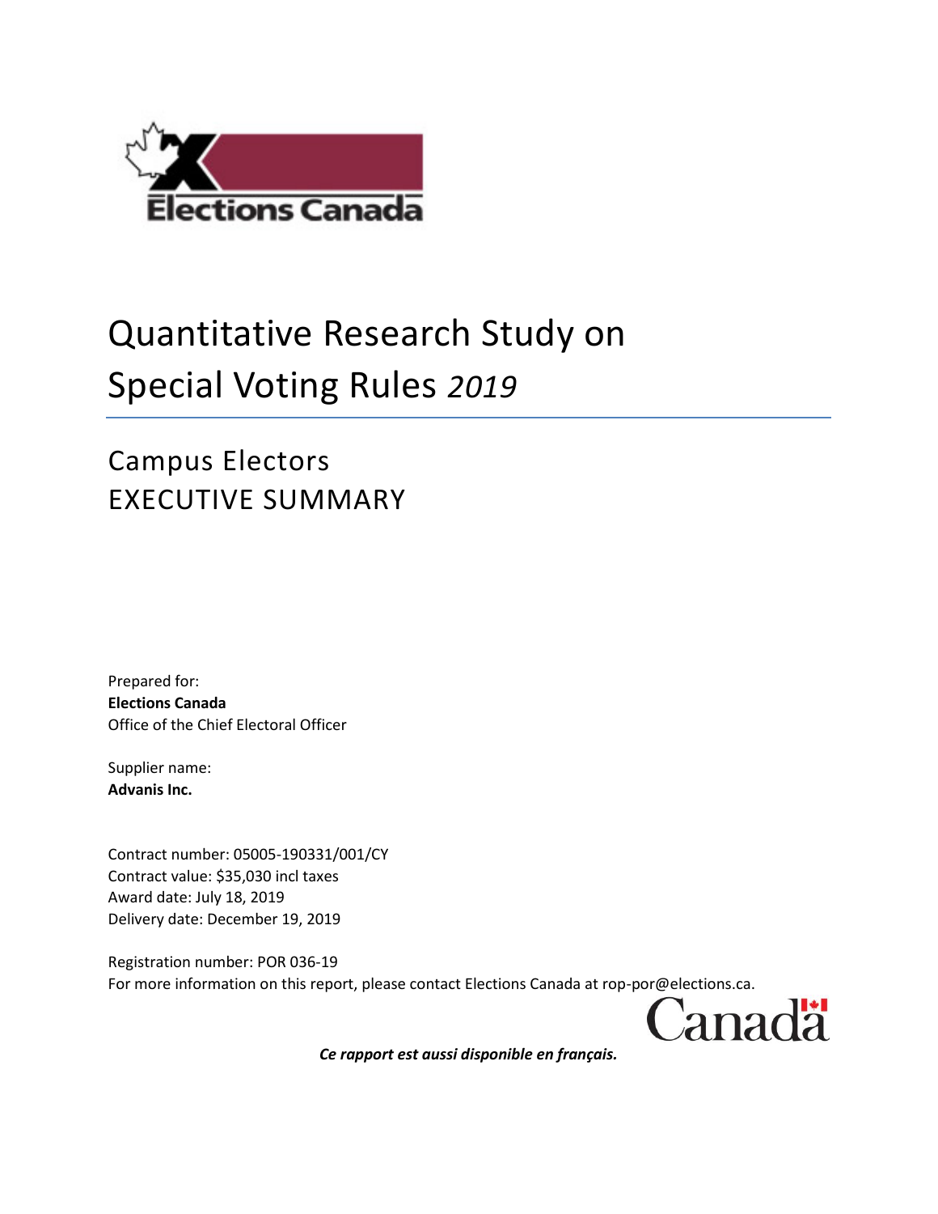# Quantitative Research Study on Special Voting Rules *2019*

## Campus Electors
## EXECUTIVE SUMMARY

Prepared for:
**Elections Canada**
Office of the Chief Electoral Officer

Supplier name:
**Advanis Inc.**

Contract number: 05005-190331/001/CY
Contract value: $35,030 incl taxes
Award date: July 18, 2019
Delivery date: December 19, 2019

Registration number: POR 036-19
For more information on this report, please contact Elections Canada at rop-por@elections.ca.

***Ce rapport est aussi disponible en français.***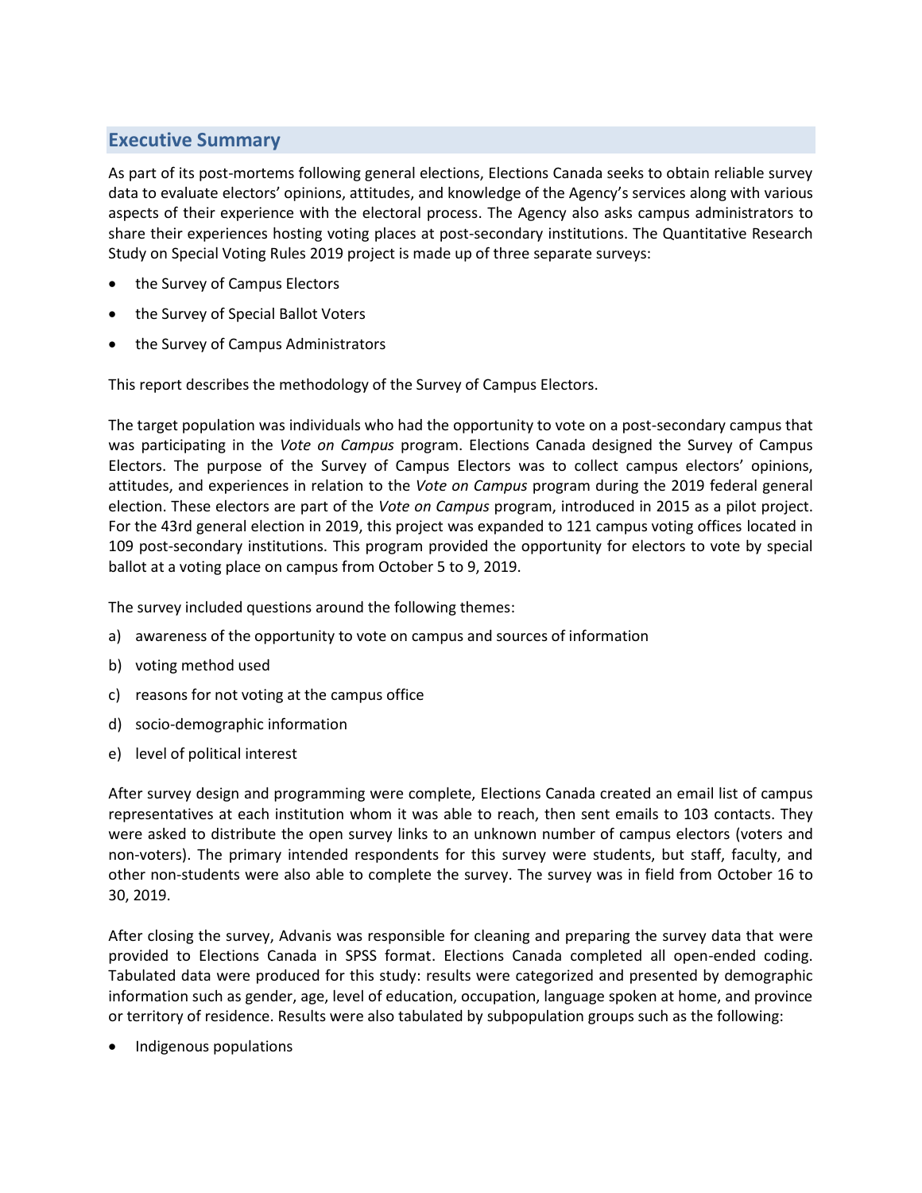## Executive Summary

As part of its post-mortems following general elections, Elections Canada seeks to obtain reliable survey data to evaluate electors' opinions, attitudes, and knowledge of the Agency's services along with various aspects of their experience with the electoral process. The Agency also asks campus administrators to share their experiences hosting voting places at post-secondary institutions. The Quantitative Research Study on Special Voting Rules 2019 project is made up of three separate surveys:

- the Survey of Campus Electors
- the Survey of Special Ballot Voters
- the Survey of Campus Administrators

This report describes the methodology of the Survey of Campus Electors.

The target population was individuals who had the opportunity to vote on a post-secondary campus that was participating in the *Vote on Campus* program. Elections Canada designed the Survey of Campus Electors. The purpose of the Survey of Campus Electors was to collect campus electors' opinions, attitudes, and experiences in relation to the *Vote on Campus* program during the 2019 federal general election. These electors are part of the *Vote on Campus* program, introduced in 2015 as a pilot project. For the 43rd general election in 2019, this project was expanded to 121 campus voting offices located in 109 post-secondary institutions. This program provided the opportunity for electors to vote by special ballot at a voting place on campus from October 5 to 9, 2019.

The survey included questions around the following themes:

a) awareness of the opportunity to vote on campus and sources of information
b) voting method used
c) reasons for not voting at the campus office
d) socio-demographic information
e) level of political interest

After survey design and programming were complete, Elections Canada created an email list of campus representatives at each institution whom it was able to reach, then sent emails to 103 contacts. They were asked to distribute the open survey links to an unknown number of campus electors (voters and non-voters). The primary intended respondents for this survey were students, but staff, faculty, and other non-students were also able to complete the survey. The survey was in field from October 16 to 30, 2019.

After closing the survey, Advanis was responsible for cleaning and preparing the survey data that were provided to Elections Canada in SPSS format. Elections Canada completed all open-ended coding. Tabulated data were produced for this study: results were categorized and presented by demographic information such as gender, age, level of education, occupation, language spoken at home, and province or territory of residence. Results were also tabulated by subpopulation groups such as the following:

- Indigenous populations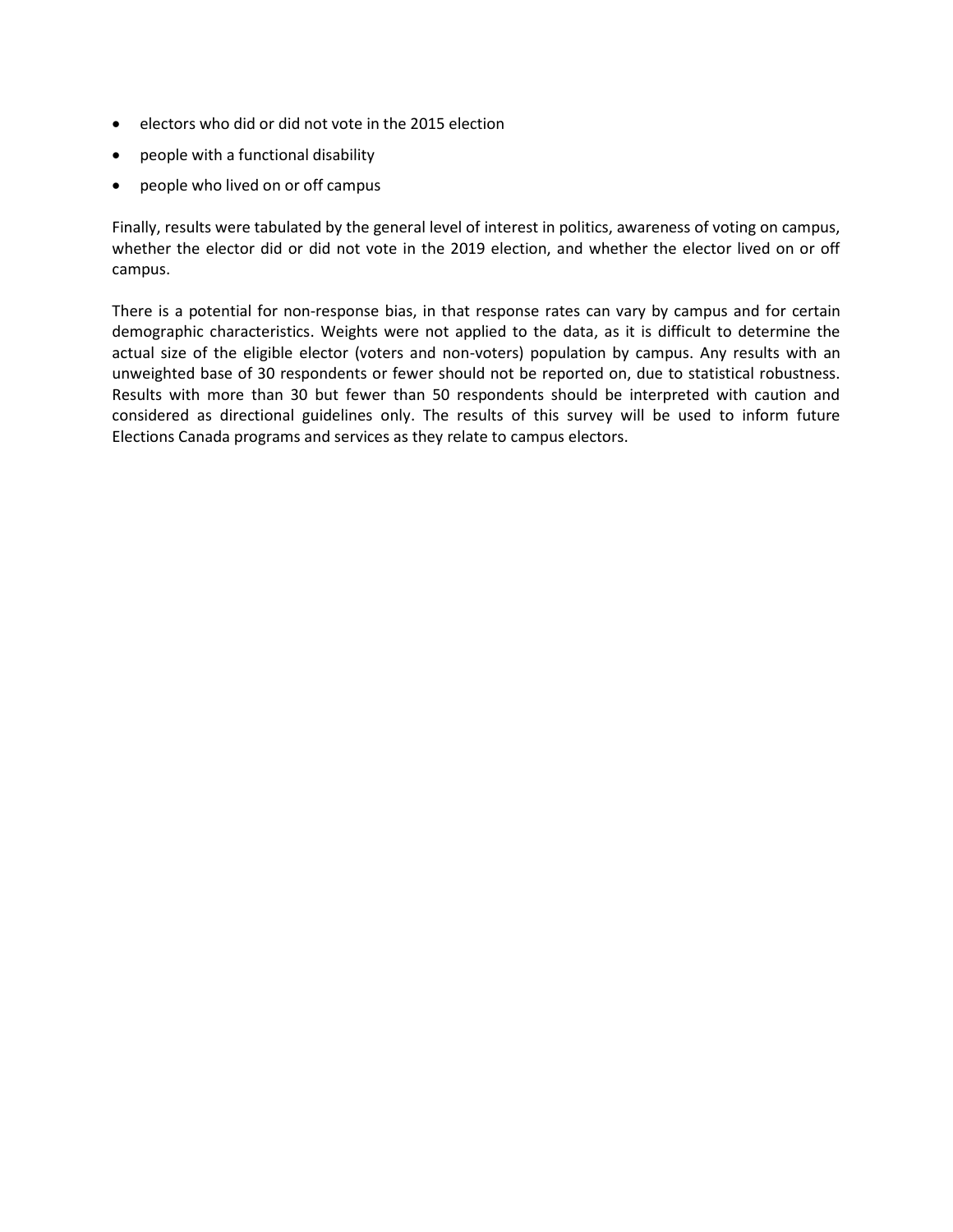- electors who did or did not vote in the 2015 election
- people with a functional disability
- people who lived on or off campus

Finally, results were tabulated by the general level of interest in politics, awareness of voting on campus, whether the elector did or did not vote in the 2019 election, and whether the elector lived on or off campus.

There is a potential for non-response bias, in that response rates can vary by campus and for certain demographic characteristics. Weights were not applied to the data, as it is difficult to determine the actual size of the eligible elector (voters and non-voters) population by campus. Any results with an unweighted base of 30 respondents or fewer should not be reported on, due to statistical robustness. Results with more than 30 but fewer than 50 respondents should be interpreted with caution and considered as directional guidelines only. The results of this survey will be used to inform future Elections Canada programs and services as they relate to campus electors.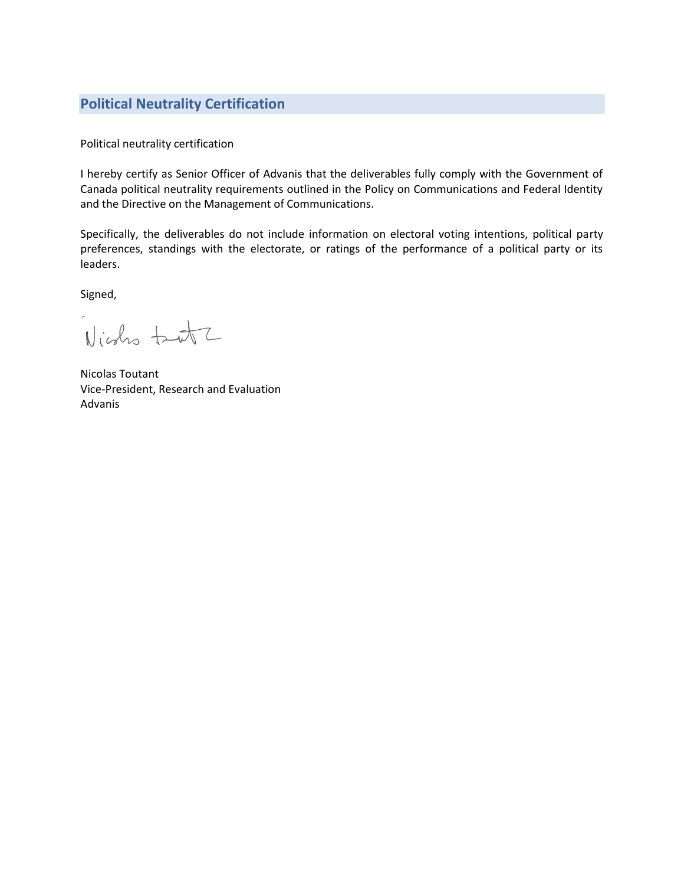## Political Neutrality Certification

Political neutrality certification

I hereby certify as Senior Officer of Advanis that the deliverables fully comply with the Government of Canada political neutrality requirements outlined in the Policy on Communications and Federal Identity and the Directive on the Management of Communications.

Specifically, the deliverables do not include information on electoral voting intentions, political party preferences, standings with the electorate, or ratings of the performance of a political party or its leaders.

Signed,

Nicolas Toutant
Vice-President, Research and Evaluation
Advanis